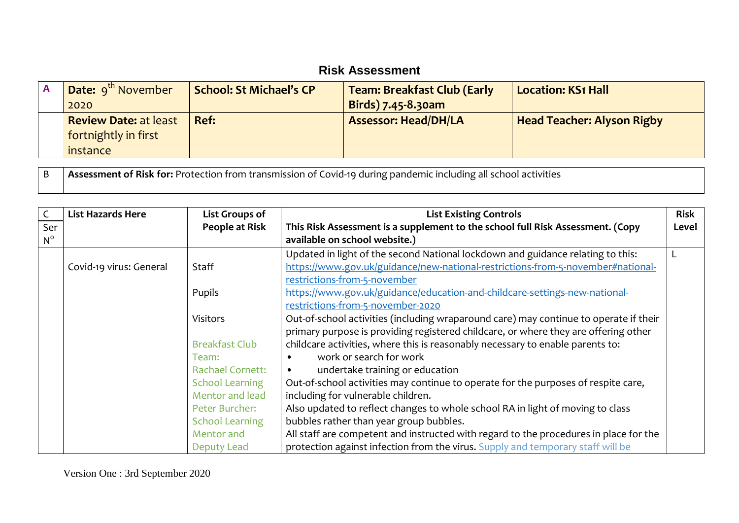# Risk Assessment

| A | **Date:** 9th November 2020 | **School: St Michael's CP** | **Team: Breakfast Club (Early Birds) 7.45-8.30am** | **Location: KS1 Hall** |
|---|---|---|---|---|
| | **Review Date:** at least fortnightly in first instance | **Ref:** | **Assessor: Head/DH/LA** | **Head Teacher: Alyson Rigby** |

| B | **Assessment of Risk for:** Protection from transmission of Covid-19 during pandemic including all school activities |
|---|---|

| C Ser N° | **List Hazards Here** | **List Groups of People at Risk** | **List Existing Controls** **This Risk Assessment is a supplement to the school full Risk Assessment. (Copy available on school website.)** | **Risk Level** |
|---|---|---|---|---|
| | Covid-19 virus: General | Staff<br><br>Pupils<br><br>Visitors<br><br>Breakfast Club Team:<br>Rachael Cornett: School Learning Mentor and lead<br>Peter Burcher: School Learning Mentor and Deputy Lead | Updated in light of the second National lockdown and guidance relating to this:<br>https://www.gov.uk/guidance/new-national-restrictions-from-5-november#national-restrictions-from-5-november<br>https://www.gov.uk/guidance/education-and-childcare-settings-new-national-restrictions-from-5-november-2020<br>Out-of-school activities (including wraparound care) may continue to operate if their primary purpose is providing registered childcare, or where they are offering other childcare activities, where this is reasonably necessary to enable parents to:<br>• work or search for work<br>• undertake training or education<br>Out-of-school activities may continue to operate for the purposes of respite care, including for vulnerable children.<br>Also updated to reflect changes to whole school RA in light of moving to class bubbles rather than year group bubbles.<br>All staff are competent and instructed with regard to the procedures in place for the protection against infection from the virus. Supply and temporary staff will be | L |

Version One : 3rd September 2020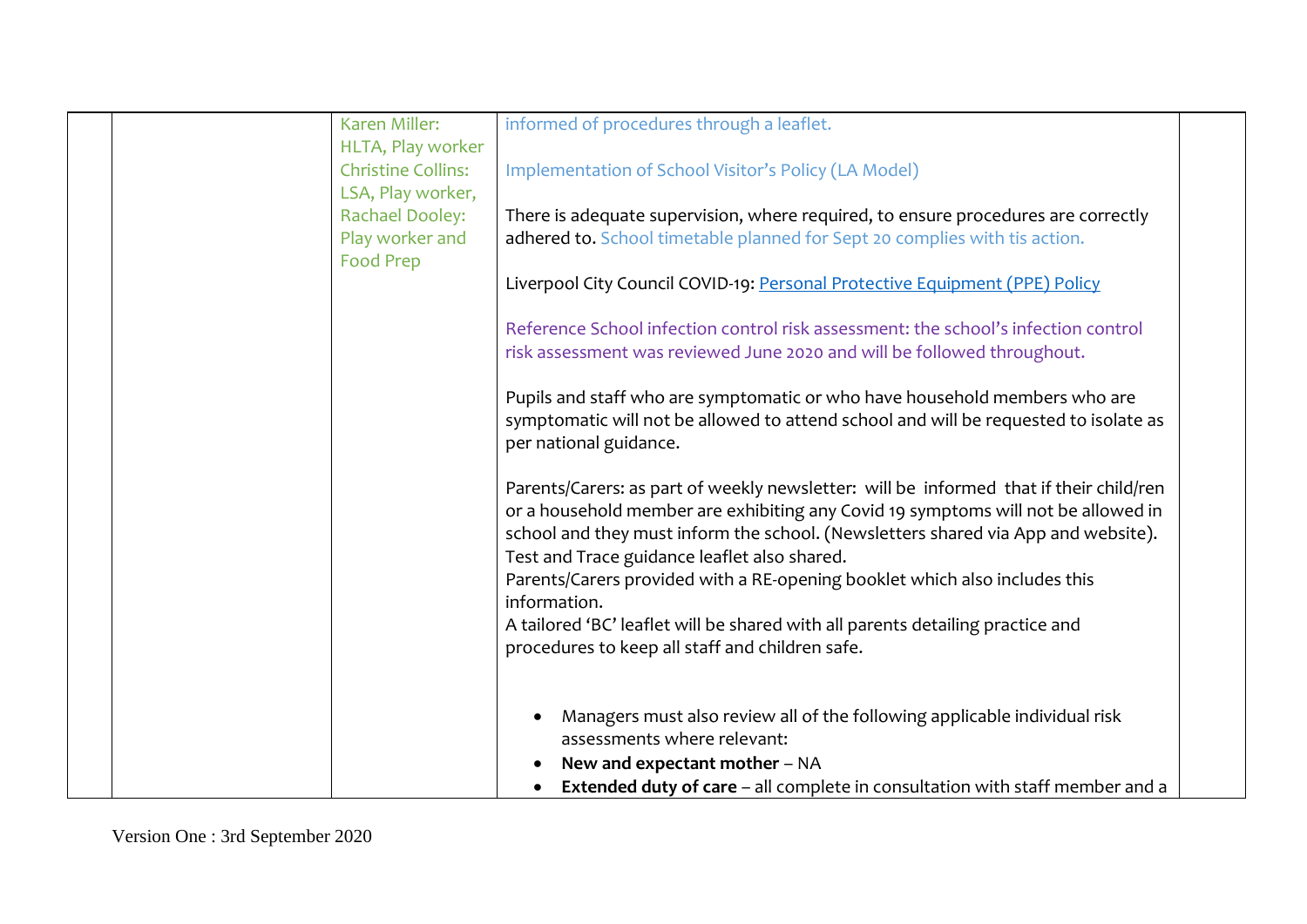| | | | | |
|---|---|---|---|---|
| | | Karen Miller: HLTA, Play worker<br>Christine Collins: LSA, Play worker,<br>Rachael Dooley: Play worker and Food Prep | informed of procedures through a leaflet.<br><br>Implementation of School Visitor's Policy (LA Model)<br><br>There is adequate supervision, where required, to ensure procedures are correctly adhered to. School timetable planned for Sept 20 complies with tis action.<br><br>Liverpool City Council COVID-19: [Personal Protective Equipment (PPE) Policy]()<br><br>Reference School infection control risk assessment: the school's infection control risk assessment was reviewed June 2020 and will be followed throughout.<br><br>Pupils and staff who are symptomatic or who have household members who are symptomatic will not be allowed to attend school and will be requested to isolate as per national guidance.<br><br>Parents/Carers: as part of weekly newsletter: will be informed that if their child/ren or a household member are exhibiting any Covid 19 symptoms will not be allowed in school and they must inform the school. (Newsletters shared via App and website). Test and Trace guidance leaflet also shared.<br>Parents/Carers provided with a RE-opening booklet which also includes this information.<br>A tailored 'BC' leaflet will be shared with all parents detailing practice and procedures to keep all staff and children safe.<br><br>• Managers must also review all of the following applicable individual risk assessments where relevant:<br>• **New and expectant mother** – NA<br>• **Extended duty of care** – all complete in consultation with staff member and a | |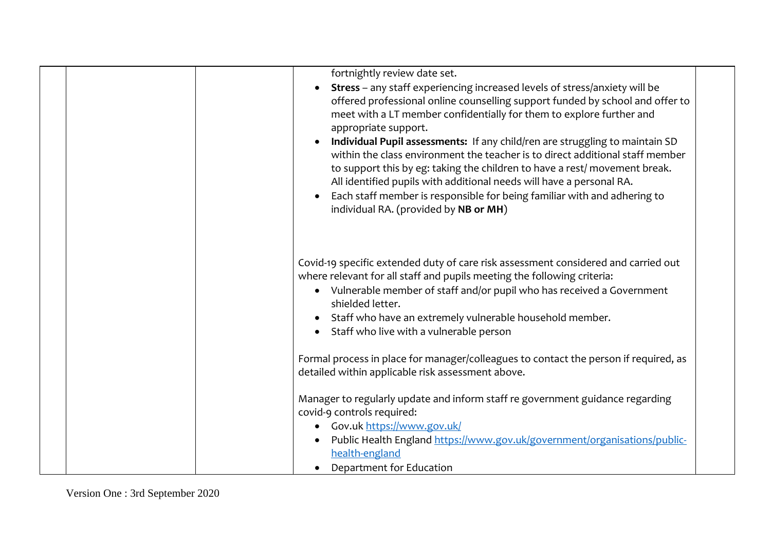| | | | | |
|---|---|---|---|---|
| | | | fortnightly review date set.<br>• **Stress** – any staff experiencing increased levels of stress/anxiety will be offered professional online counselling support funded by school and offer to meet with a LT member confidentially for them to explore further and appropriate support.<br>• **Individual Pupil assessments:** If any child/ren are struggling to maintain SD within the class environment the teacher is to direct additional staff member to support this by eg: taking the children to have a rest/ movement break. All identified pupils with additional needs will have a personal RA.<br>• Each staff member is responsible for being familiar with and adhering to individual RA. (provided by **NB or MH**)<br><br>Covid-19 specific extended duty of care risk assessment considered and carried out where relevant for all staff and pupils meeting the following criteria:<br>• Vulnerable member of staff and/or pupil who has received a Government shielded letter.<br>• Staff who have an extremely vulnerable household member.<br>• Staff who live with a vulnerable person<br><br>Formal process in place for manager/colleagues to contact the person if required, as detailed within applicable risk assessment above.<br><br>Manager to regularly update and inform staff re government guidance regarding covid-9 controls required:<br>• Gov.uk [https://www.gov.uk/](https://www.gov.uk/)<br>• Public Health England [https://www.gov.uk/government/organisations/public-health-england](https://www.gov.uk/government/organisations/public-health-england)<br>• Department for Education | |

Version One : 3rd September 2020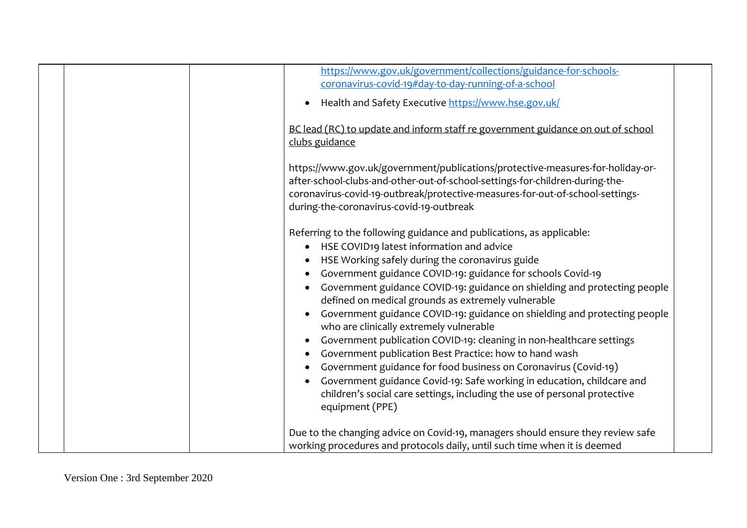| | | | | |
|---|---|---|---|---|
| | | | https://www.gov.uk/government/collections/guidance-for-schools-coronavirus-covid-19#day-to-day-running-of-a-school<br><br>• Health and Safety Executive https://www.hse.gov.uk/<br><br>BC lead (RC) to update and inform staff re government guidance on out of school clubs guidance<br><br>https://www.gov.uk/government/publications/protective-measures-for-holiday-or-after-school-clubs-and-other-out-of-school-settings-for-children-during-the-coronavirus-covid-19-outbreak/protective-measures-for-out-of-school-settings-during-the-coronavirus-covid-19-outbreak<br><br>Referring to the following guidance and publications, as applicable:<br>• HSE COVID19 latest information and advice<br>• HSE Working safely during the coronavirus guide<br>• Government guidance COVID-19: guidance for schools Covid-19<br>• Government guidance COVID-19: guidance on shielding and protecting people defined on medical grounds as extremely vulnerable<br>• Government guidance COVID-19: guidance on shielding and protecting people who are clinically extremely vulnerable<br>• Government publication COVID-19: cleaning in non-healthcare settings<br>• Government publication Best Practice: how to hand wash<br>• Government guidance for food business on Coronavirus (Covid-19)<br>• Government guidance Covid-19: Safe working in education, childcare and children's social care settings, including the use of personal protective equipment (PPE)<br><br>Due to the changing advice on Covid-19, managers should ensure they review safe working procedures and protocols daily, until such time when it is deemed | |

Version One : 3rd September 2020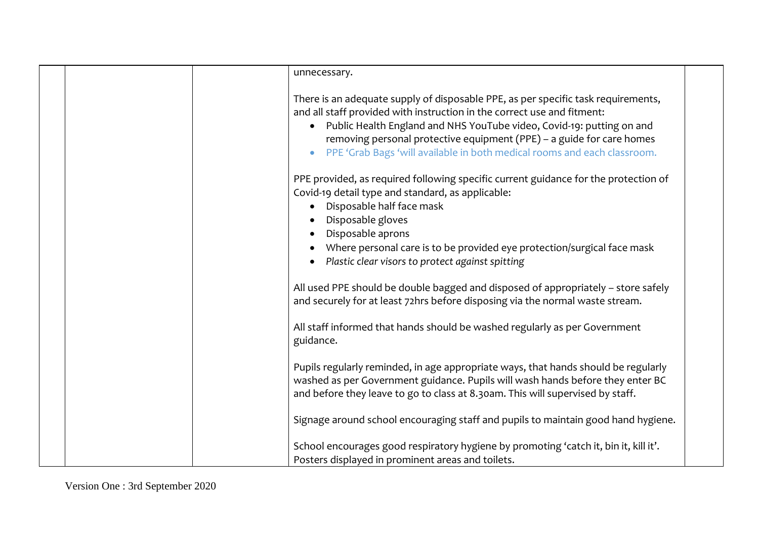| | | | unnecessary.<br><br>There is an adequate supply of disposable PPE, as per specific task requirements, and all staff provided with instruction in the correct use and fitment:<br>• Public Health England and NHS YouTube video, Covid-19: putting on and removing personal protective equipment (PPE) – a guide for care homes<br>• PPE 'Grab Bags 'will available in both medical rooms and each classroom.<br><br>PPE provided, as required following specific current guidance for the protection of Covid-19 detail type and standard, as applicable:<br>• Disposable half face mask<br>• Disposable gloves<br>• Disposable aprons<br>• Where personal care is to be provided eye protection/surgical face mask<br>• *Plastic clear visors to protect against spitting*<br><br>All used PPE should be double bagged and disposed of appropriately – store safely and securely for at least 72hrs before disposing via the normal waste stream.<br><br>All staff informed that hands should be washed regularly as per Government guidance.<br><br>Pupils regularly reminded, in age appropriate ways, that hands should be regularly washed as per Government guidance. Pupils will wash hands before they enter BC and before they leave to go to class at 8.30am. This will supervised by staff.<br><br>Signage around school encouraging staff and pupils to maintain good hand hygiene.<br><br>School encourages good respiratory hygiene by promoting 'catch it, bin it, kill it'. Posters displayed in prominent areas and toilets. | |
|---|---|---|---|---|

Version One : 3rd September 2020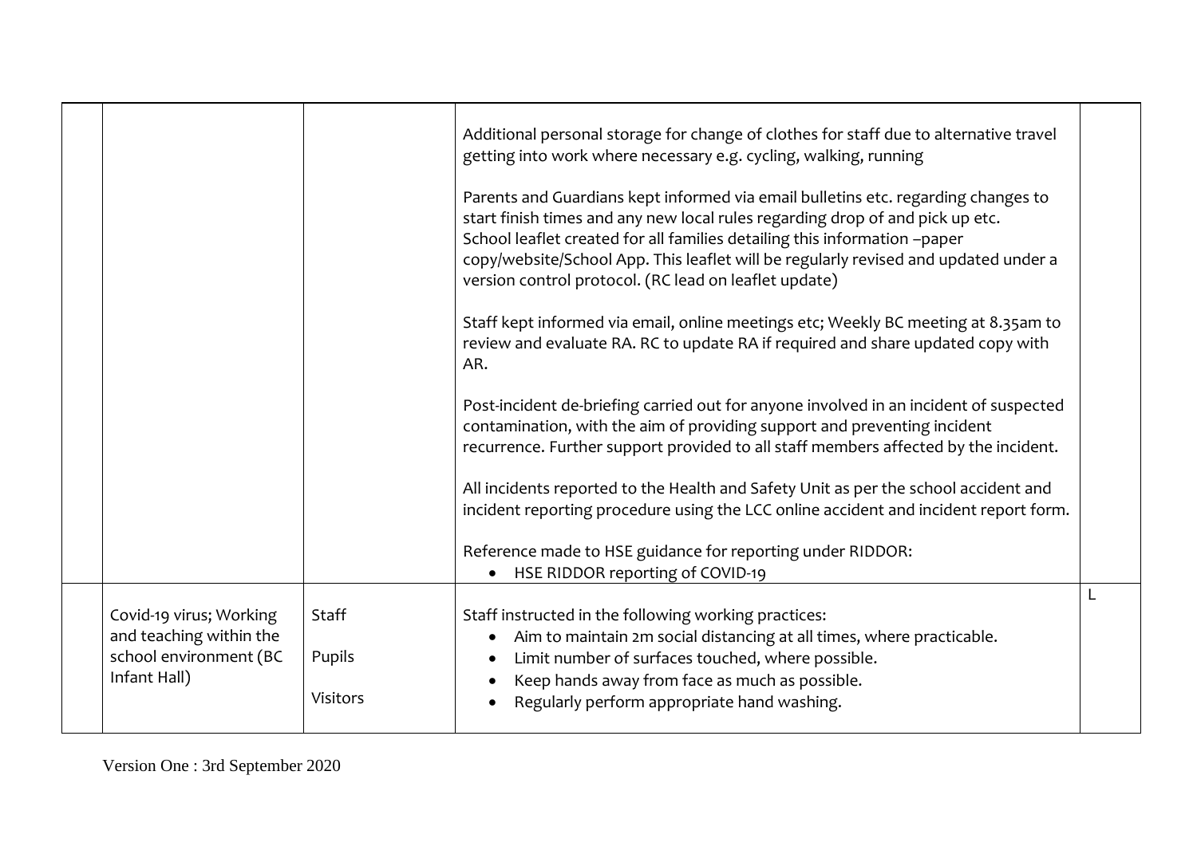| | | | | |
|---|---|---|---|---|
| | | | Additional personal storage for change of clothes for staff due to alternative travel getting into work where necessary e.g. cycling, walking, running<br><br>Parents and Guardians kept informed via email bulletins etc. regarding changes to start finish times and any new local rules regarding drop of and pick up etc. School leaflet created for all families detailing this information –paper copy/website/School App. This leaflet will be regularly revised and updated under a version control protocol. (RC lead on leaflet update)<br><br>Staff kept informed via email, online meetings etc; Weekly BC meeting at 8.35am to review and evaluate RA. RC to update RA if required and share updated copy with AR.<br><br>Post-incident de-briefing carried out for anyone involved in an incident of suspected contamination, with the aim of providing support and preventing incident recurrence. Further support provided to all staff members affected by the incident.<br><br>All incidents reported to the Health and Safety Unit as per the school accident and incident reporting procedure using the LCC online accident and incident report form.<br><br>Reference made to HSE guidance for reporting under RIDDOR:<br>• HSE RIDDOR reporting of COVID-19 | |
| | Covid-19 virus; Working and teaching within the school environment (BC Infant Hall) | Staff<br><br>Pupils<br><br>Visitors | Staff instructed in the following working practices:<br>• Aim to maintain 2m social distancing at all times, where practicable.<br>• Limit number of surfaces touched, where possible.<br>• Keep hands away from face as much as possible.<br>• Regularly perform appropriate hand washing. | L |

Version One : 3rd September 2020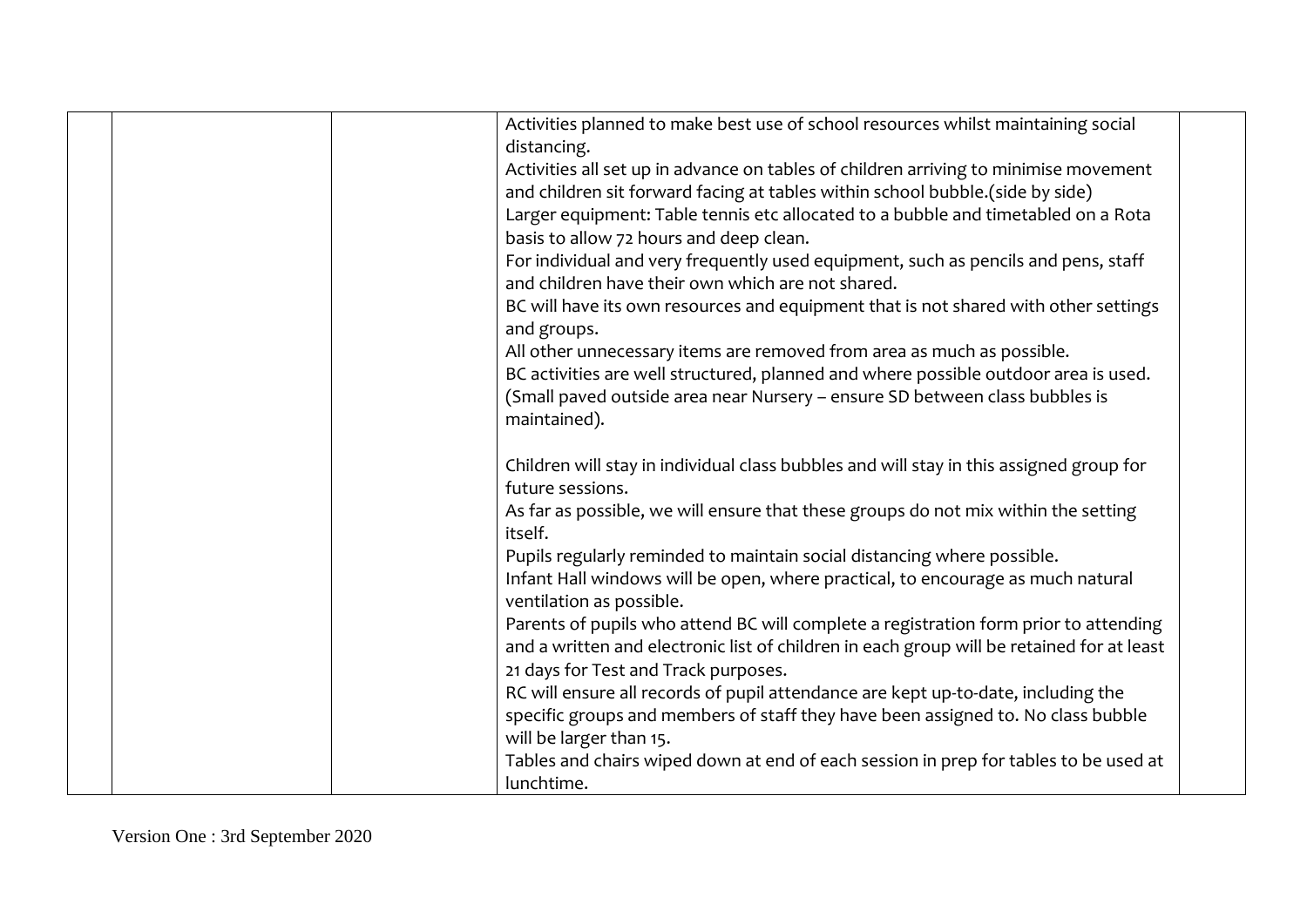| | | | | |
|---|---|---|---|---|
| | | | Activities planned to make best use of school resources whilst maintaining social distancing.<br>Activities all set up in advance on tables of children arriving to minimise movement and children sit forward facing at tables within school bubble.(side by side)<br>Larger equipment: Table tennis etc allocated to a bubble and timetabled on a Rota basis to allow 72 hours and deep clean.<br>For individual and very frequently used equipment, such as pencils and pens, staff and children have their own which are not shared.<br>BC will have its own resources and equipment that is not shared with other settings and groups.<br>All other unnecessary items are removed from area as much as possible.<br>BC activities are well structured, planned and where possible outdoor area is used. (Small paved outside area near Nursery – ensure SD between class bubbles is maintained).<br><br>Children will stay in individual class bubbles and will stay in this assigned group for future sessions.<br>As far as possible, we will ensure that these groups do not mix within the setting itself.<br>Pupils regularly reminded to maintain social distancing where possible.<br>Infant Hall windows will be open, where practical, to encourage as much natural ventilation as possible.<br>Parents of pupils who attend BC will complete a registration form prior to attending and a written and electronic list of children in each group will be retained for at least 21 days for Test and Track purposes.<br>RC will ensure all records of pupil attendance are kept up-to-date, including the specific groups and members of staff they have been assigned to. No class bubble will be larger than 15.<br>Tables and chairs wiped down at end of each session in prep for tables to be used at lunchtime. | |

Version One : 3rd September 2020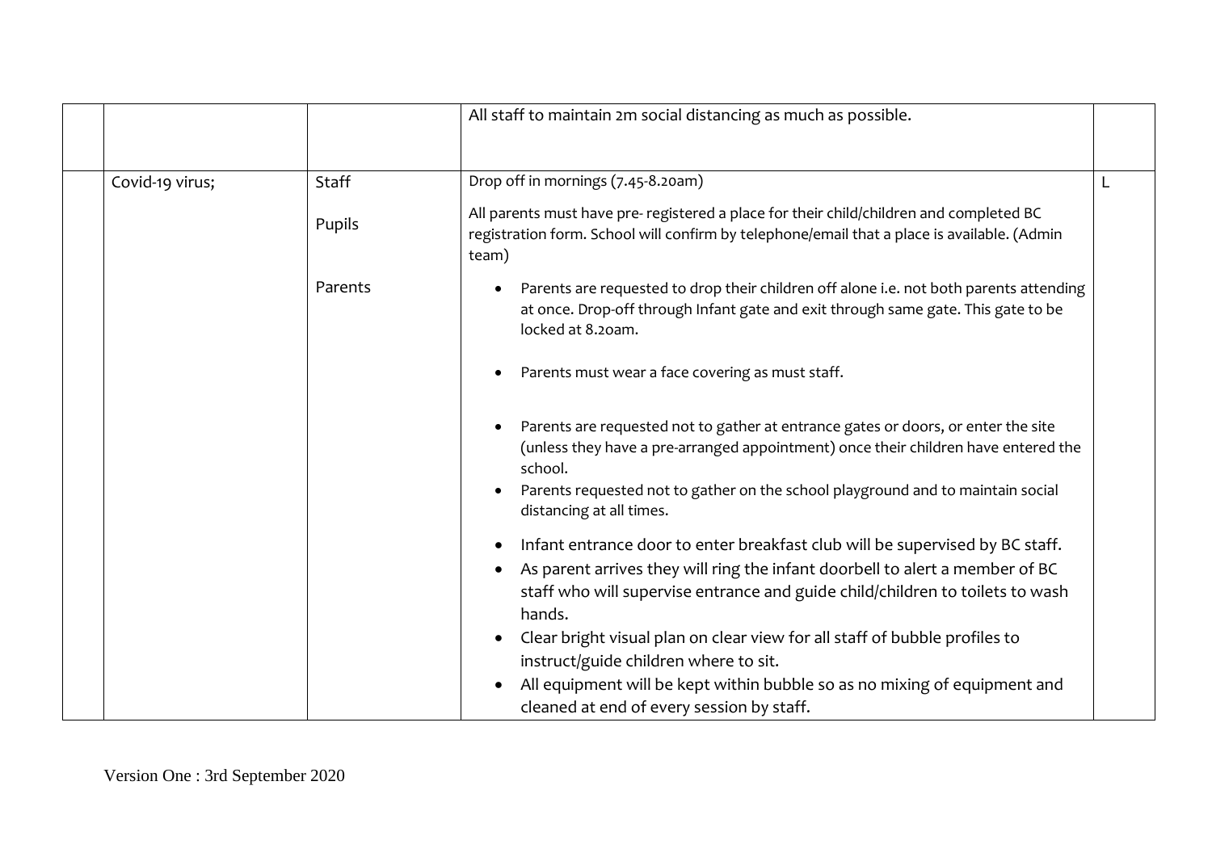| | | | | |
|---|---|---|---|---|
| | | | All staff to maintain 2m social distancing as much as possible. | |
| | Covid-19 virus; | Staff<br><br>Pupils<br><br>Parents | Drop off in mornings (7.45-8.20am)<br><br>All parents must have pre- registered a place for their child/children and completed BC registration form. School will confirm by telephone/email that a place is available. (Admin team)<br><br>• Parents are requested to drop their children off alone i.e. not both parents attending at once. Drop-off through Infant gate and exit through same gate. This gate to be locked at 8.20am.<br><br>• Parents must wear a face covering as must staff.<br><br>• Parents are requested not to gather at entrance gates or doors, or enter the site (unless they have a pre-arranged appointment) once their children have entered the school.<br>• Parents requested not to gather on the school playground and to maintain social distancing at all times.<br><br>• Infant entrance door to enter breakfast club will be supervised by BC staff.<br>• As parent arrives they will ring the infant doorbell to alert a member of BC staff who will supervise entrance and guide child/children to toilets to wash hands.<br>• Clear bright visual plan on clear view for all staff of bubble profiles to instruct/guide children where to sit.<br>• All equipment will be kept within bubble so as no mixing of equipment and cleaned at end of every session by staff. | L |

Version One : 3rd September 2020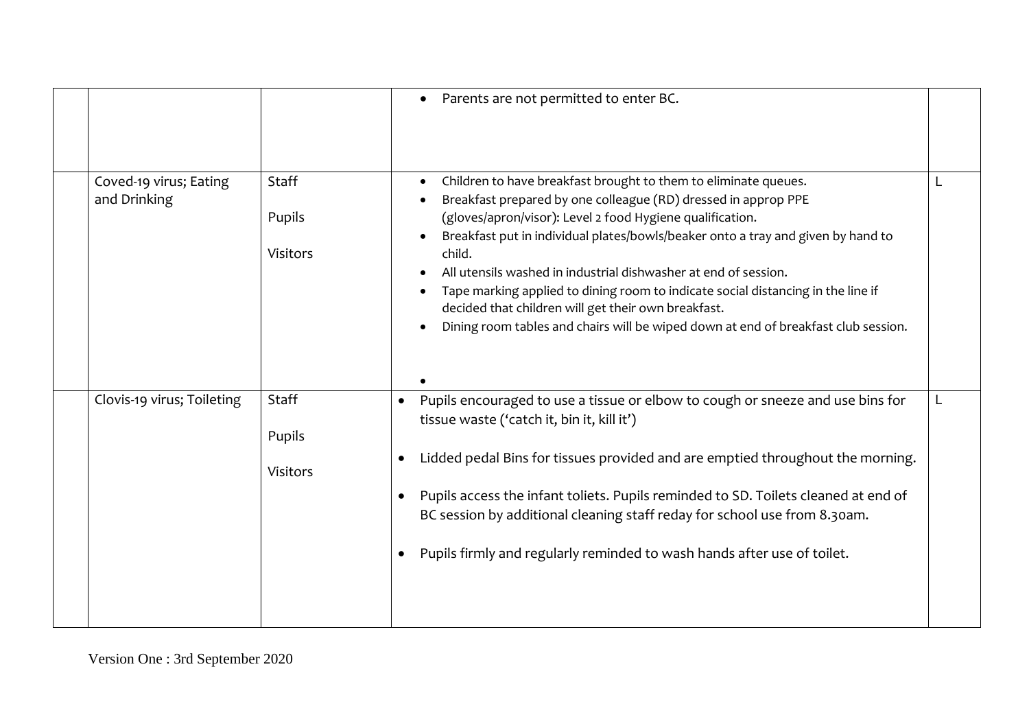| | | | | |
|---|---|---|---|---|
| | | | • Parents are not permitted to enter BC. | |
| | Coved-19 virus; Eating and Drinking | Staff<br><br>Pupils<br><br>Visitors | • Children to have breakfast brought to them to eliminate queues.<br>• Breakfast prepared by one colleague (RD) dressed in approp PPE (gloves/apron/visor): Level 2 food Hygiene qualification.<br>• Breakfast put in individual plates/bowls/beaker onto a tray and given by hand to child.<br>• All utensils washed in industrial dishwasher at end of session.<br>• Tape marking applied to dining room to indicate social distancing in the line if decided that children will get their own breakfast.<br>• Dining room tables and chairs will be wiped down at end of breakfast club session.<br>• | L |
| | Clovis-19 virus; Toileting | Staff<br><br>Pupils<br><br>Visitors | • Pupils encouraged to use a tissue or elbow to cough or sneeze and use bins for tissue waste ('catch it, bin it, kill it')<br>• Lidded pedal Bins for tissues provided and are emptied throughout the morning.<br>• Pupils access the infant toliets. Pupils reminded to SD. Toilets cleaned at end of BC session by additional cleaning staff reday for school use from 8.30am.<br>• Pupils firmly and regularly reminded to wash hands after use of toilet. | L |

Version One : 3rd September 2020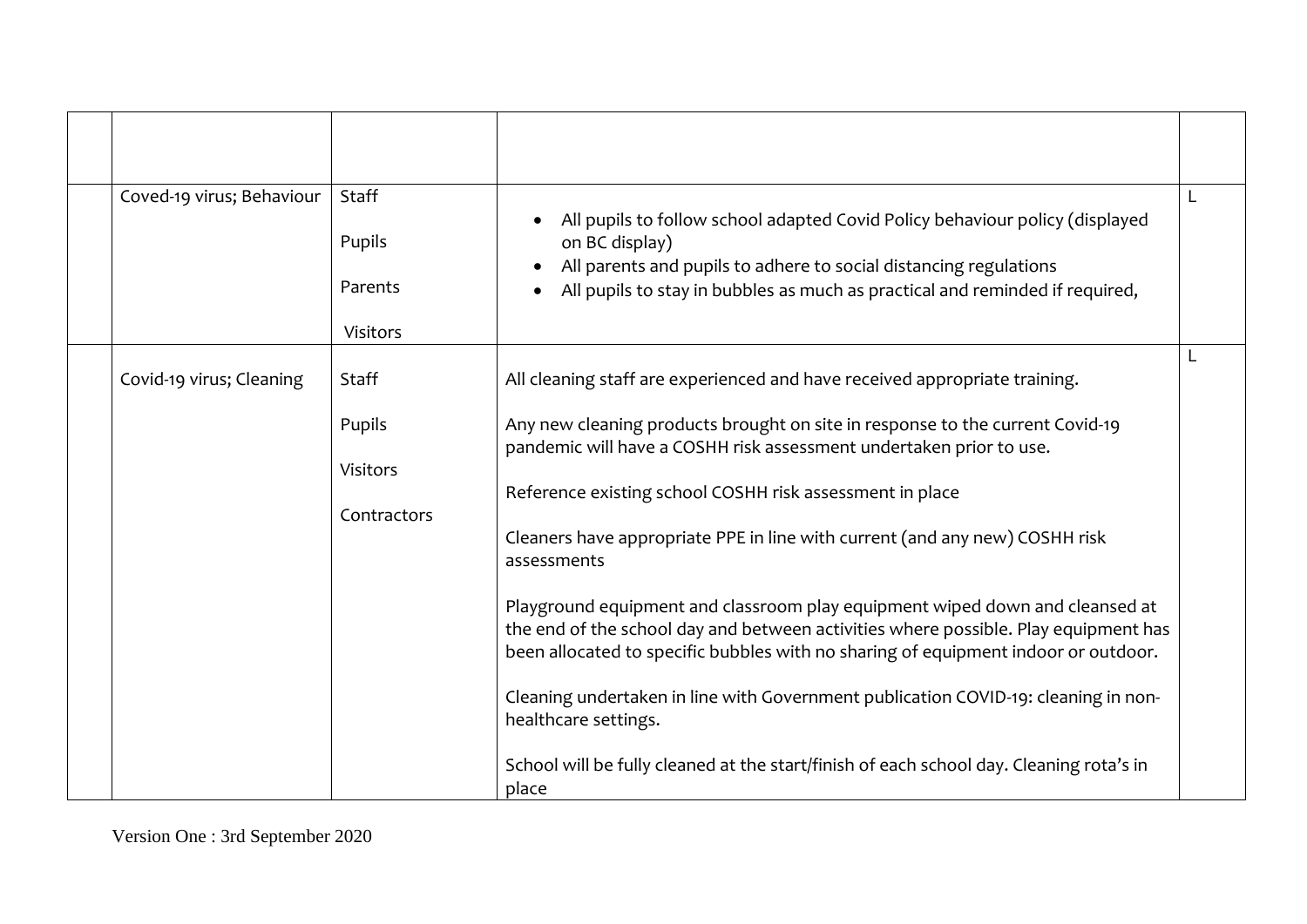| | | | | |
|---|---|---|---|---|
| | Coved-19 virus; Behaviour | Staff<br><br>Pupils<br><br>Parents<br><br>Visitors | • All pupils to follow school adapted Covid Policy behaviour policy (displayed on BC display)<br>• All parents and pupils to adhere to social distancing regulations<br>• All pupils to stay in bubbles as much as practical and reminded if required, | L |
| | Covid-19 virus; Cleaning | Staff<br><br>Pupils<br><br>Visitors<br><br>Contractors | All cleaning staff are experienced and have received appropriate training.<br><br>Any new cleaning products brought on site in response to the current Covid-19 pandemic will have a COSHH risk assessment undertaken prior to use.<br><br>Reference existing school COSHH risk assessment in place<br><br>Cleaners have appropriate PPE in line with current (and any new) COSHH risk assessments<br><br>Playground equipment and classroom play equipment wiped down and cleansed at the end of the school day and between activities where possible. Play equipment has been allocated to specific bubbles with no sharing of equipment indoor or outdoor.<br><br>Cleaning undertaken in line with Government publication COVID-19: cleaning in non-healthcare settings.<br><br>School will be fully cleaned at the start/finish of each school day. Cleaning rota's in place | L |

Version One : 3rd September 2020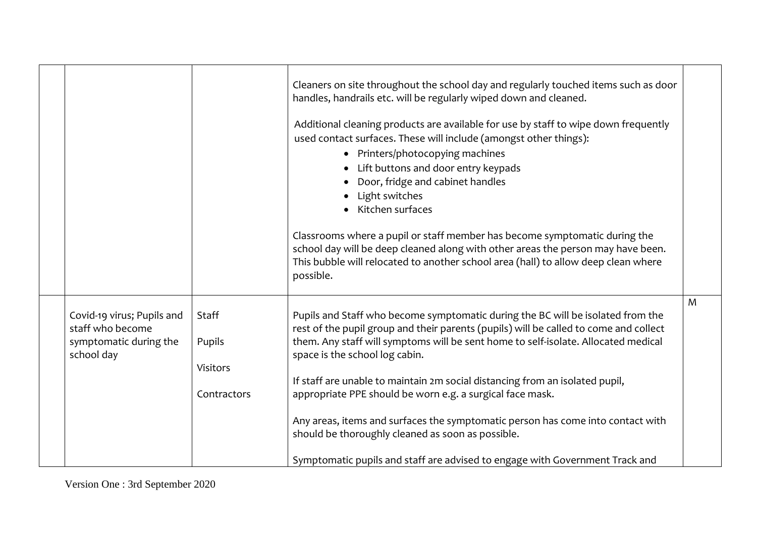| | | | | |
|---|---|---|---|---|
| | | | Cleaners on site throughout the school day and regularly touched items such as door handles, handrails etc. will be regularly wiped down and cleaned.<br><br>Additional cleaning products are available for use by staff to wipe down frequently used contact surfaces. These will include (amongst other things):<br>• Printers/photocopying machines<br>• Lift buttons and door entry keypads<br>• Door, fridge and cabinet handles<br>• Light switches<br>• Kitchen surfaces<br><br>Classrooms where a pupil or staff member has become symptomatic during the school day will be deep cleaned along with other areas the person may have been. This bubble will relocated to another school area (hall) to allow deep clean where possible. | |
| | Covid-19 virus; Pupils and staff who become symptomatic during the school day | Staff<br><br>Pupils<br><br>Visitors<br><br>Contractors | Pupils and Staff who become symptomatic during the BC will be isolated from the rest of the pupil group and their parents (pupils) will be called to come and collect them. Any staff will symptoms will be sent home to self-isolate. Allocated medical space is the school log cabin.<br><br>If staff are unable to maintain 2m social distancing from an isolated pupil, appropriate PPE should be worn e.g. a surgical face mask.<br><br>Any areas, items and surfaces the symptomatic person has come into contact with should be thoroughly cleaned as soon as possible.<br><br>Symptomatic pupils and staff are advised to engage with Government Track and | M |

Version One : 3rd September 2020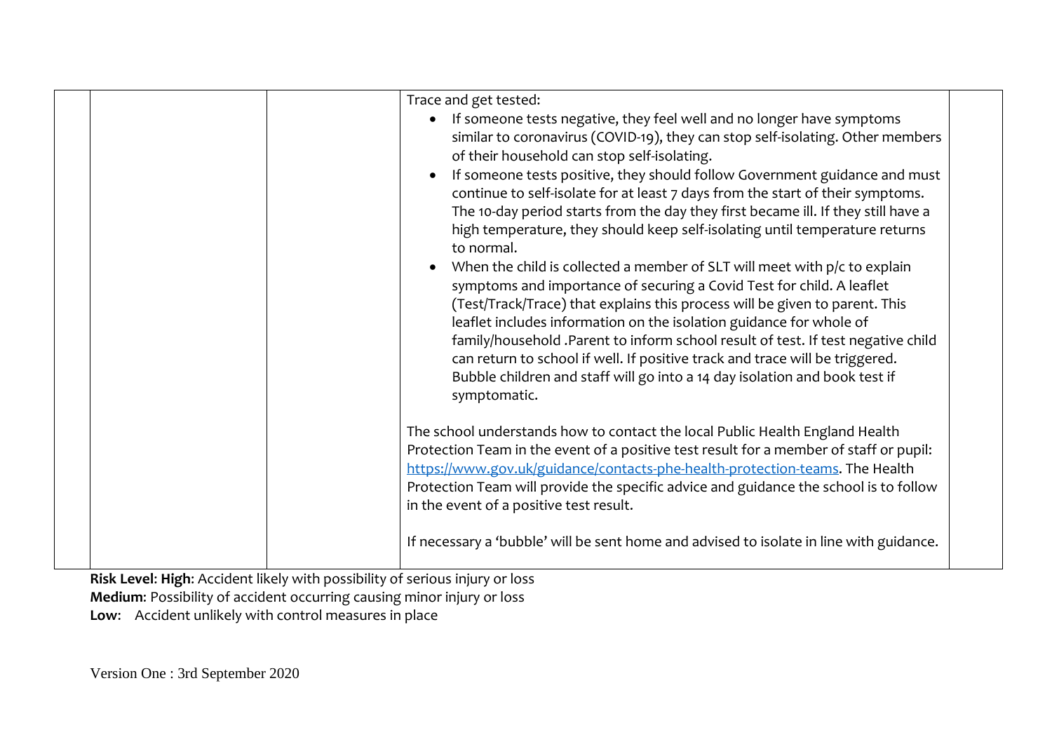| | | | | |
|---|---|---|---|---|
| | | | Trace and get tested:<br>• If someone tests negative, they feel well and no longer have symptoms similar to coronavirus (COVID-19), they can stop self-isolating. Other members of their household can stop self-isolating.<br>• If someone tests positive, they should follow Government guidance and must continue to self-isolate for at least 7 days from the start of their symptoms. The 10-day period starts from the day they first became ill. If they still have a high temperature, they should keep self-isolating until temperature returns to normal.<br>• When the child is collected a member of SLT will meet with p/c to explain symptoms and importance of securing a Covid Test for child. A leaflet (Test/Track/Trace) that explains this process will be given to parent. This leaflet includes information on the isolation guidance for whole of family/household .Parent to inform school result of test. If test negative child can return to school if well. If positive track and trace will be triggered. Bubble children and staff will go into a 14 day isolation and book test if symptomatic.<br><br>The school understands how to contact the local Public Health England Health Protection Team in the event of a positive test result for a member of staff or pupil: https://www.gov.uk/guidance/contacts-phe-health-protection-teams. The Health Protection Team will provide the specific advice and guidance the school is to follow in the event of a positive test result.<br><br>If necessary a 'bubble' will be sent home and advised to isolate in line with guidance. | |

**Risk Level**: **High**: Accident likely with possibility of serious injury or loss
**Medium**: Possibility of accident occurring causing minor injury or loss
**Low**: Accident unlikely with control measures in place

Version One : 3rd September 2020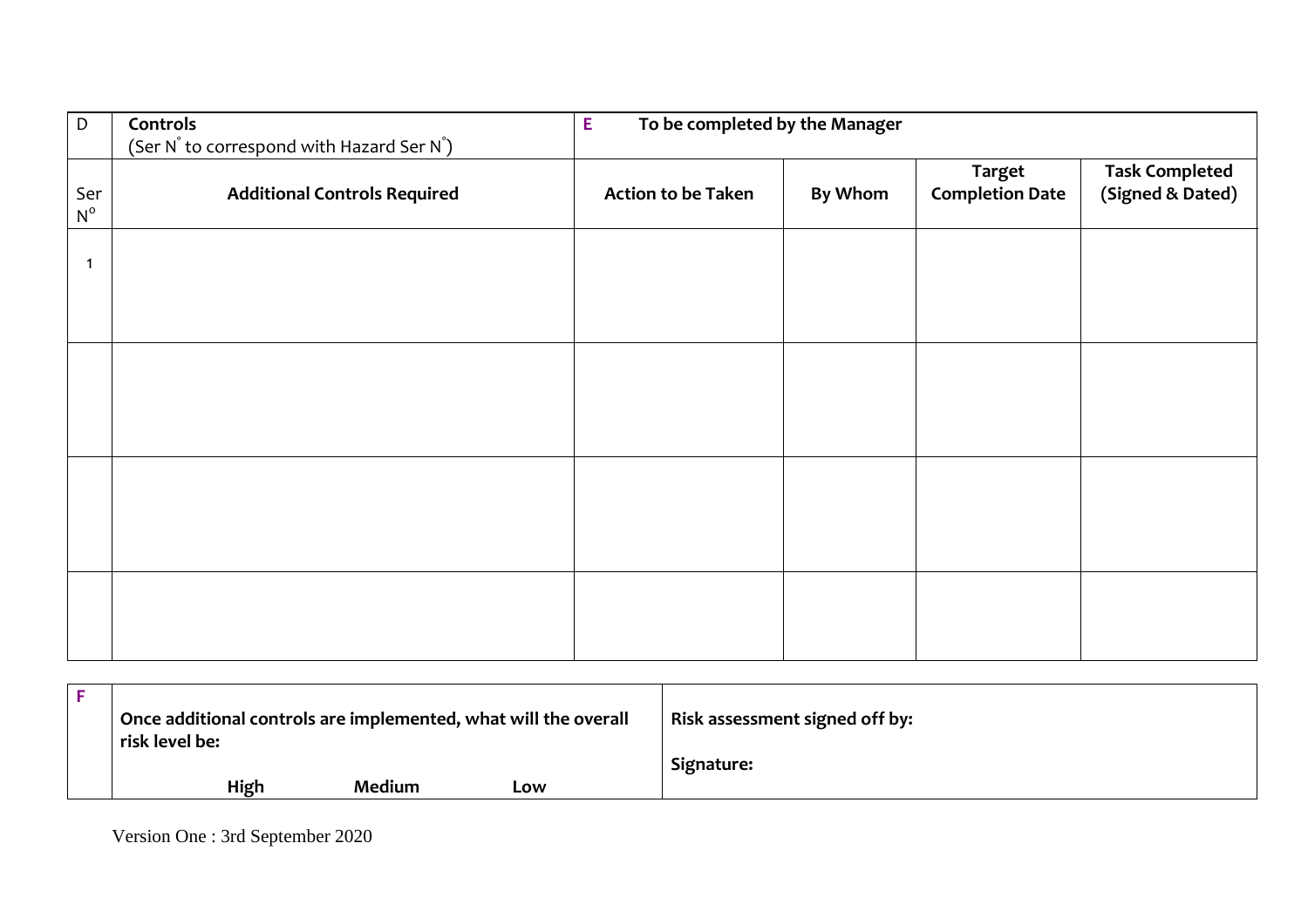| D | **Controls** (Ser N° to correspond with Hazard Ser N°) | **E** **To be completed by the Manager** | | | |
|---|---|---|---|---|---|
| Ser N° | **Additional Controls Required** | **Action to be Taken** | **By Whom** | **Target Completion Date** | **Task Completed (Signed & Dated)** |
| 1 | | | | | |
| | | | | | |
| | | | | | |
| | | | | | |

| **F** | **Once additional controls are implemented, what will the overall risk level be:** **High** **Medium** **Low** | **Risk assessment signed off by:** **Signature:** |
|---|---|---|

Version One : 3rd September 2020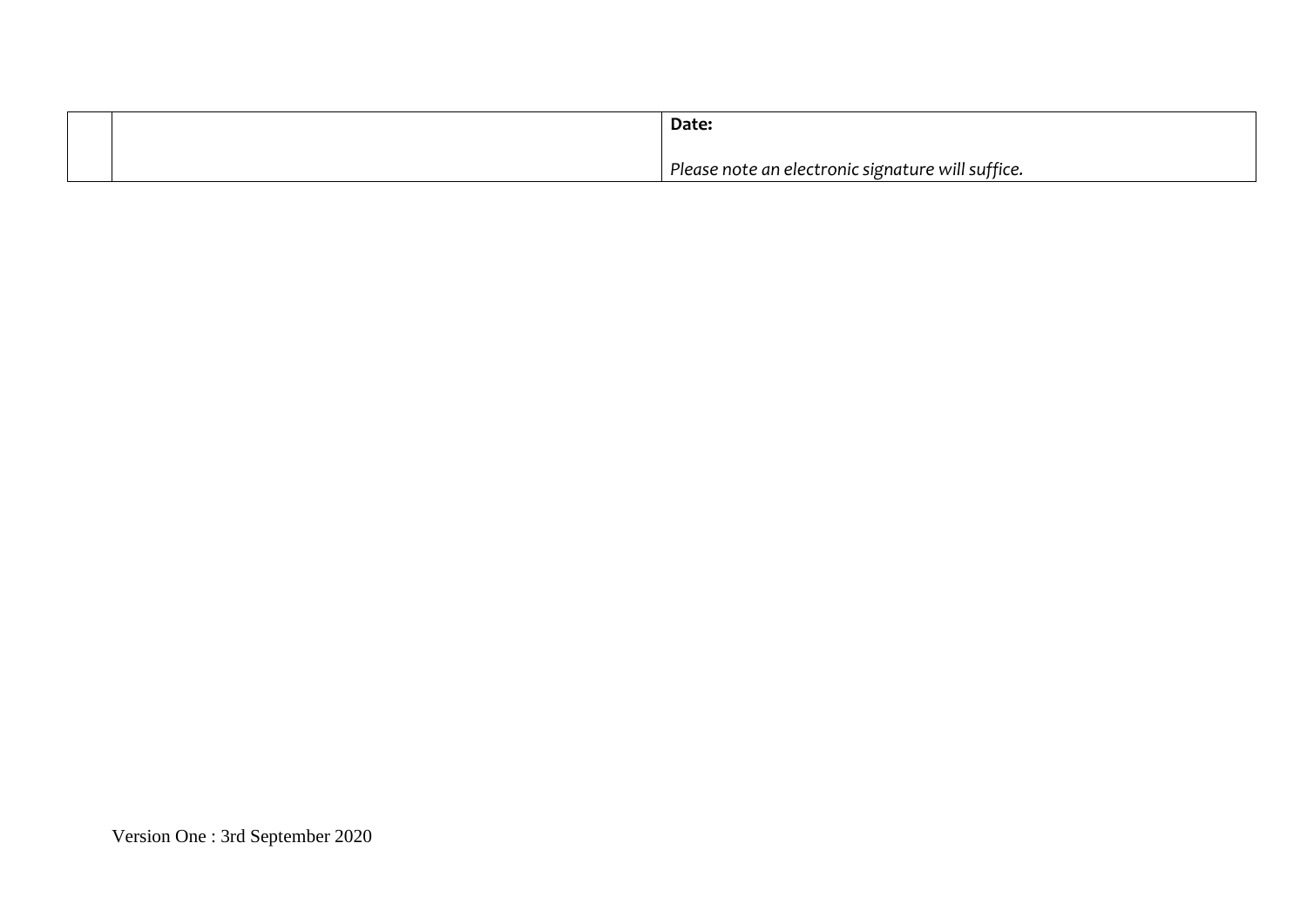| | | |
|---|---|---|
| | | **Date:**<br><br>*Please note an electronic signature will suffice.* |

Version One : 3rd September 2020